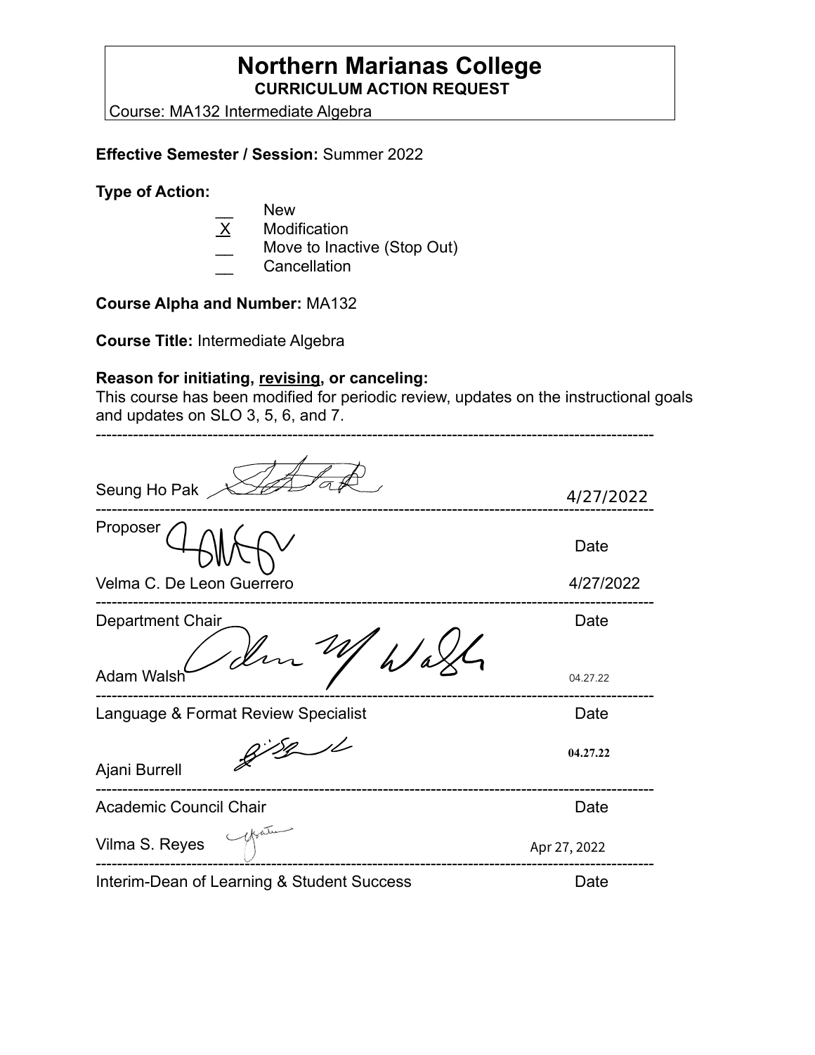# Northern Marianas College

**CURRICULUM ACTION REQUEST**

Course: MA132 Intermediate Algebra

**Effective Semester / Session:** Summer 2022

**Type of Action:**

- __ New
- X Modification
- __ Move to Inactive (Stop Out)
- __ Cancellation

**Course Alpha and Number:** MA132

**Course Title:** Intermediate Algebra

**Reason for initiating, revising, or canceling:**

This course has been modified for periodic review, updates on the instructional goals and updates on SLO 3, 5, 6, and 7.

---

Seung Ho Pak 4/27/2022

---

Proposer Date

Velma C. De Leon Guerrero 4/27/2022

---

Department Chair Date

Adam Walsh 04.27.22

---

Language & Format Review Specialist Date

Ajani Burrell 04.27.22

---

Academic Council Chair Date

Vilma S. Reyes Apr 27, 2022

---

Interim-Dean of Learning & Student Success Date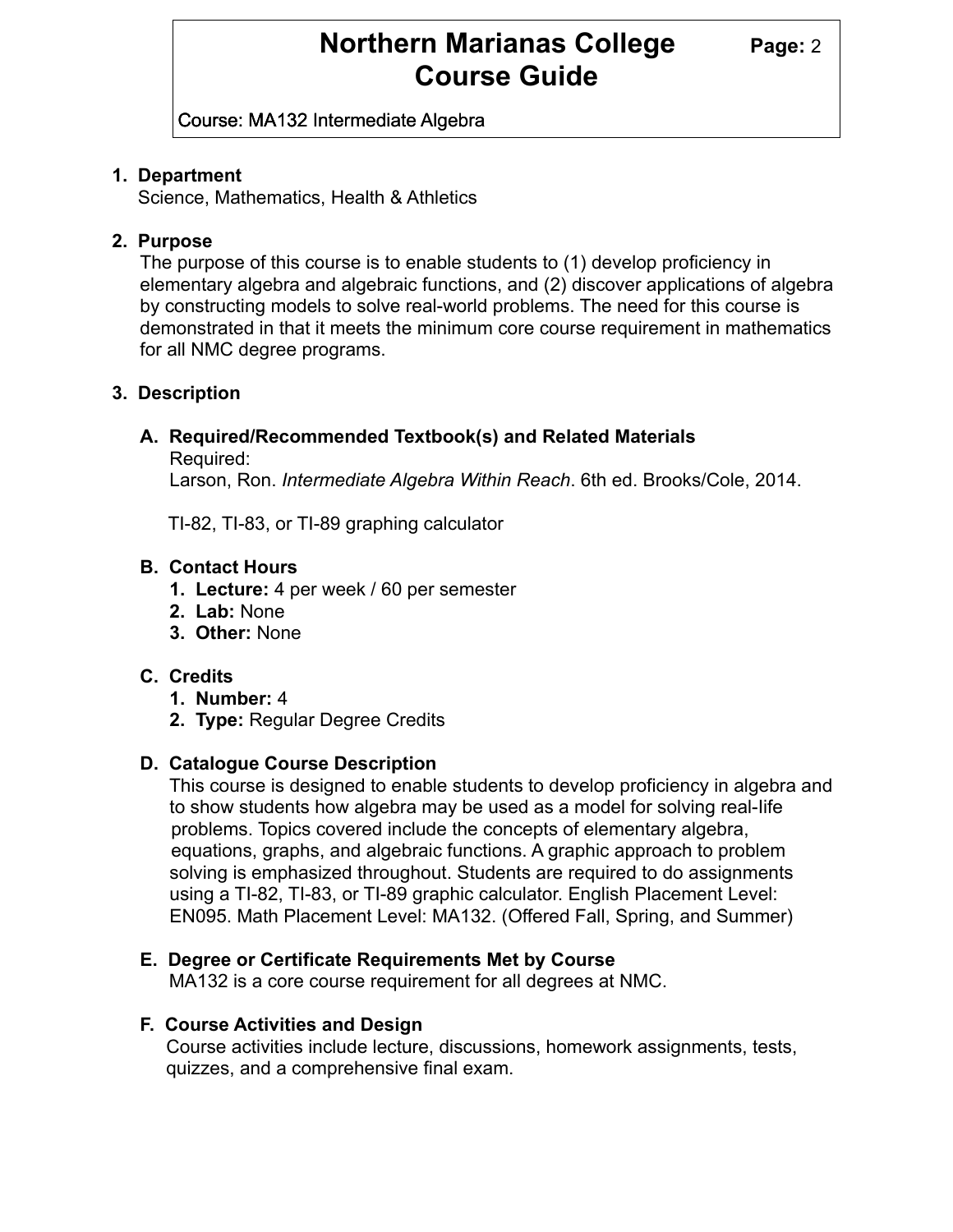# Northern Marianas College Course Guide

Course: MA132 Intermediate Algebra

1. **Department**
   Science, Mathematics, Health & Athletics

2. **Purpose**
   The purpose of this course is to enable students to (1) develop proficiency in elementary algebra and algebraic functions, and (2) discover applications of algebra by constructing models to solve real-world problems. The need for this course is demonstrated in that it meets the minimum core course requirement in mathematics for all NMC degree programs.

3. **Description**

   A. **Required/Recommended Textbook(s) and Related Materials**
      Required:
      Larson, Ron. *Intermediate Algebra Within Reach*. 6th ed. Brooks/Cole, 2014.

      TI-82, TI-83, or TI-89 graphing calculator

   B. **Contact Hours**
      1. **Lecture:** 4 per week / 60 per semester
      2. **Lab:** None
      3. **Other:** None

   C. **Credits**
      1. **Number:** 4
      2. **Type:** Regular Degree Credits

   D. **Catalogue Course Description**
      This course is designed to enable students to develop proficiency in algebra and to show students how algebra may be used as a model for solving real-life problems. Topics covered include the concepts of elementary algebra, equations, graphs, and algebraic functions. A graphic approach to problem solving is emphasized throughout. Students are required to do assignments using a TI-82, TI-83, or TI-89 graphic calculator. English Placement Level: EN095. Math Placement Level: MA132. (Offered Fall, Spring, and Summer)

   E. **Degree or Certificate Requirements Met by Course**
      MA132 is a core course requirement for all degrees at NMC.

   F. **Course Activities and Design**
      Course activities include lecture, discussions, homework assignments, tests, quizzes, and a comprehensive final exam.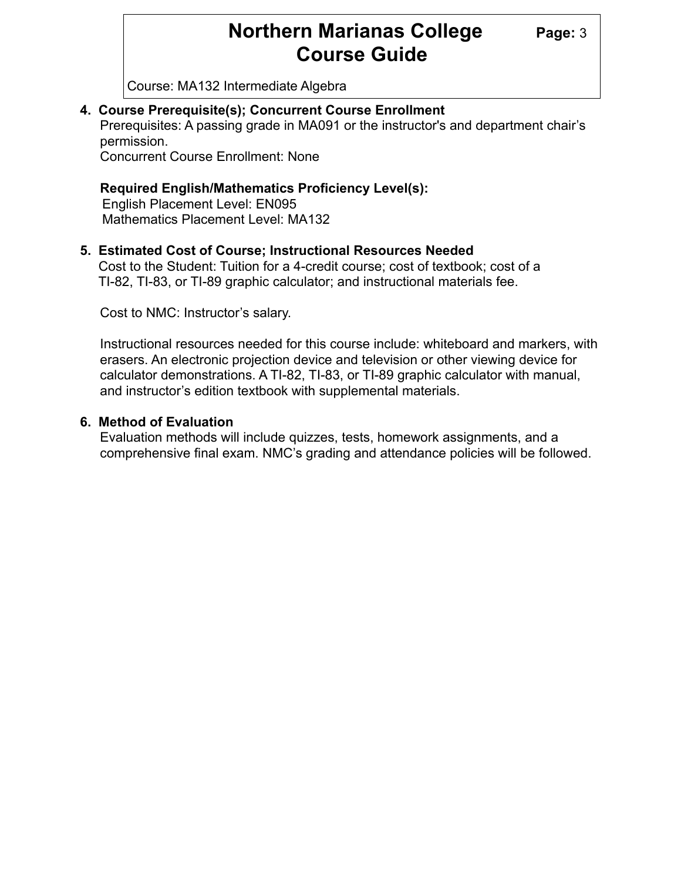Course: MA132 Intermediate Algebra

**4. Course Prerequisite(s); Concurrent Course Enrollment**

Prerequisites: A passing grade in MA091 or the instructor's and department chair's permission.

Concurrent Course Enrollment: None

**Required English/Mathematics Proficiency Level(s):**

English Placement Level: EN095

Mathematics Placement Level: MA132

**5. Estimated Cost of Course; Instructional Resources Needed**

Cost to the Student: Tuition for a 4-credit course; cost of textbook; cost of a TI-82, TI-83, or TI-89 graphic calculator; and instructional materials fee.

Cost to NMC: Instructor's salary.

Instructional resources needed for this course include: whiteboard and markers, with erasers. An electronic projection device and television or other viewing device for calculator demonstrations. A TI-82, TI-83, or TI-89 graphic calculator with manual, and instructor's edition textbook with supplemental materials.

**6. Method of Evaluation**

Evaluation methods will include quizzes, tests, homework assignments, and a comprehensive final exam. NMC's grading and attendance policies will be followed.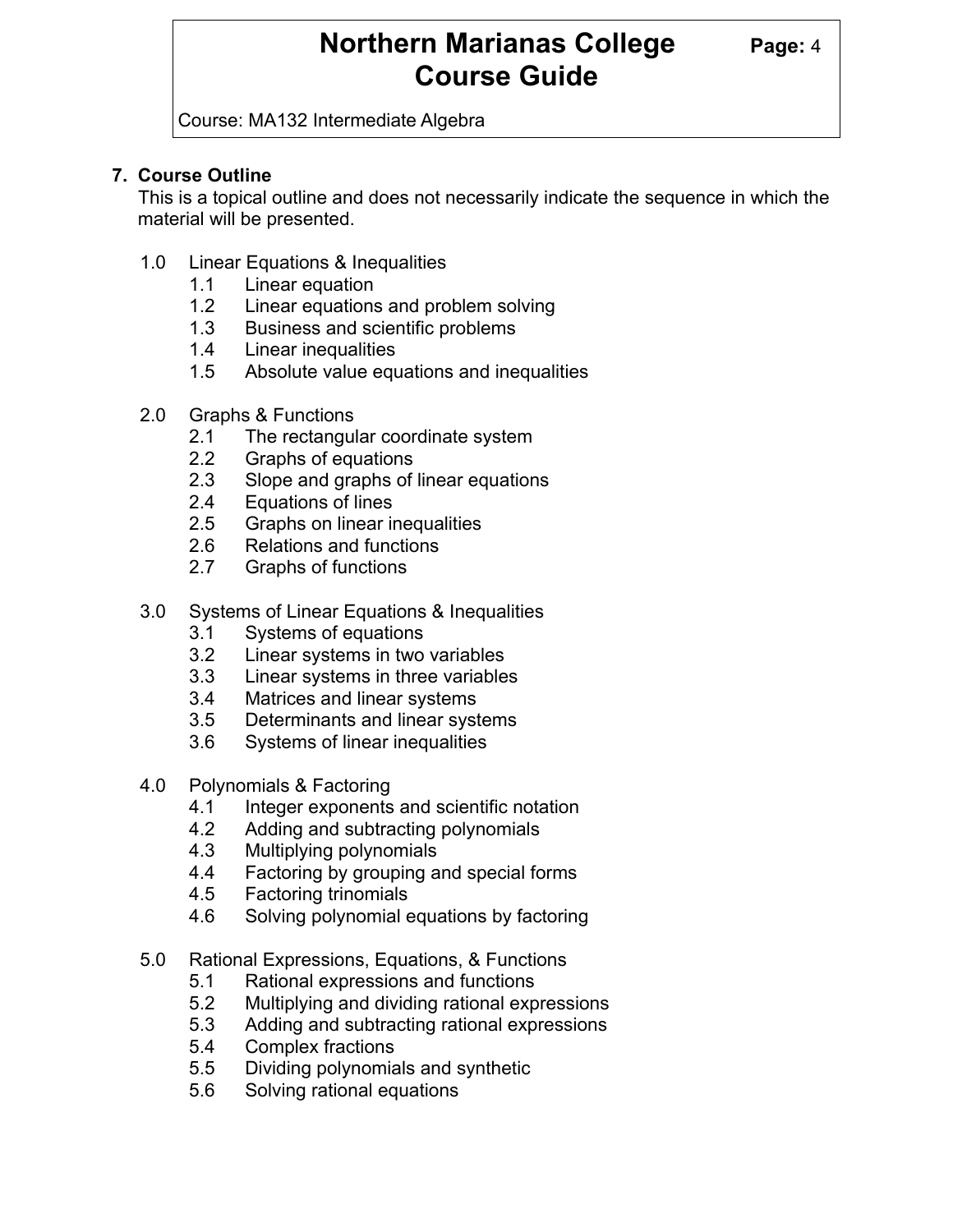## 7. Course Outline

This is a topical outline and does not necessarily indicate the sequence in which the material will be presented.

- 1.0 Linear Equations & Inequalities
  - 1.1 Linear equation
  - 1.2 Linear equations and problem solving
  - 1.3 Business and scientific problems
  - 1.4 Linear inequalities
  - 1.5 Absolute value equations and inequalities

- 2.0 Graphs & Functions
  - 2.1 The rectangular coordinate system
  - 2.2 Graphs of equations
  - 2.3 Slope and graphs of linear equations
  - 2.4 Equations of lines
  - 2.5 Graphs on linear inequalities
  - 2.6 Relations and functions
  - 2.7 Graphs of functions

- 3.0 Systems of Linear Equations & Inequalities
  - 3.1 Systems of equations
  - 3.2 Linear systems in two variables
  - 3.3 Linear systems in three variables
  - 3.4 Matrices and linear systems
  - 3.5 Determinants and linear systems
  - 3.6 Systems of linear inequalities

- 4.0 Polynomials & Factoring
  - 4.1 Integer exponents and scientific notation
  - 4.2 Adding and subtracting polynomials
  - 4.3 Multiplying polynomials
  - 4.4 Factoring by grouping and special forms
  - 4.5 Factoring trinomials
  - 4.6 Solving polynomial equations by factoring

- 5.0 Rational Expressions, Equations, & Functions
  - 5.1 Rational expressions and functions
  - 5.2 Multiplying and dividing rational expressions
  - 5.3 Adding and subtracting rational expressions
  - 5.4 Complex fractions
  - 5.5 Dividing polynomials and synthetic
  - 5.6 Solving rational equations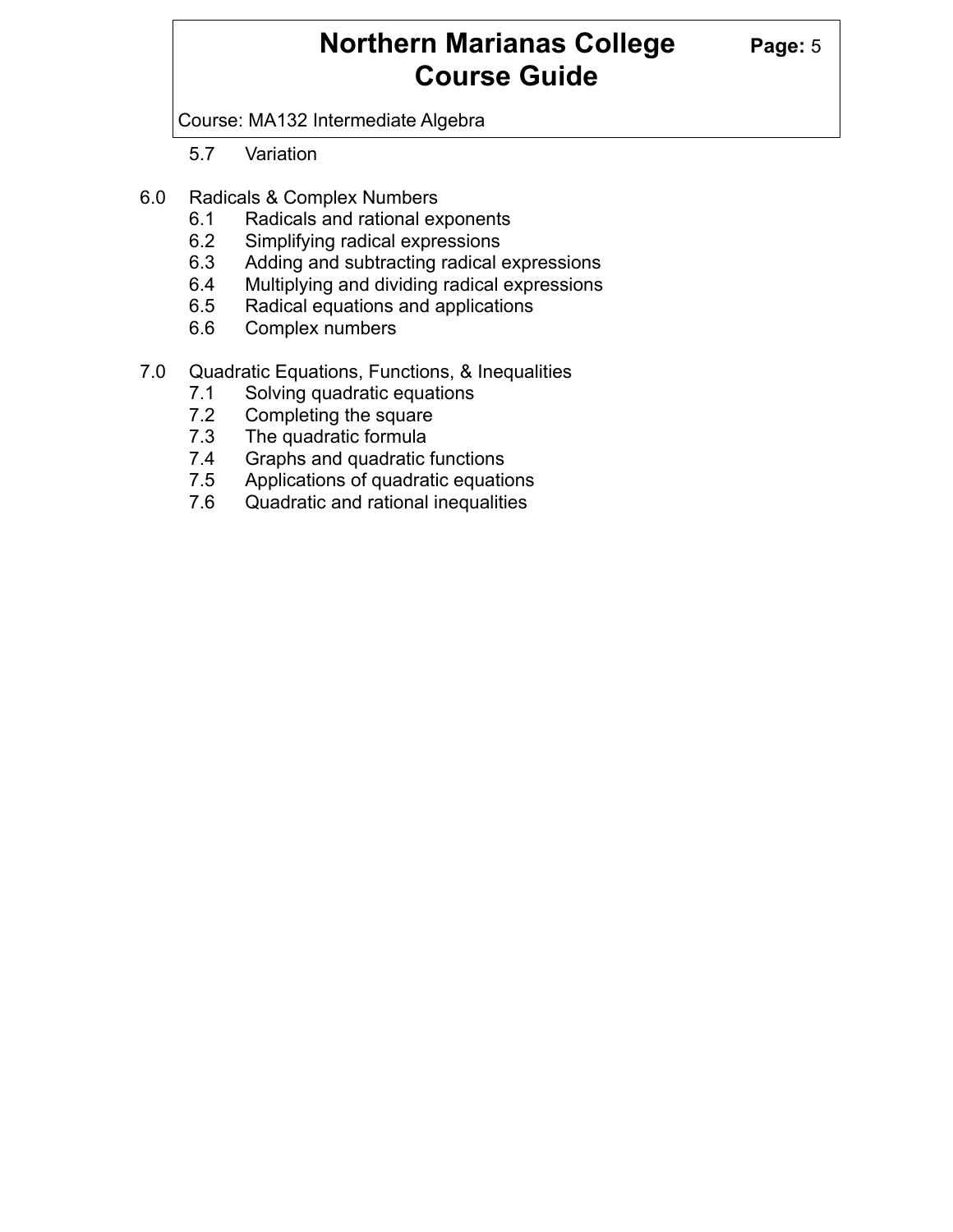5.7 Variation

6.0 Radicals & Complex Numbers
- 6.1 Radicals and rational exponents
- 6.2 Simplifying radical expressions
- 6.3 Adding and subtracting radical expressions
- 6.4 Multiplying and dividing radical expressions
- 6.5 Radical equations and applications
- 6.6 Complex numbers

7.0 Quadratic Equations, Functions, & Inequalities
- 7.1 Solving quadratic equations
- 7.2 Completing the square
- 7.3 The quadratic formula
- 7.4 Graphs and quadratic functions
- 7.5 Applications of quadratic equations
- 7.6 Quadratic and rational inequalities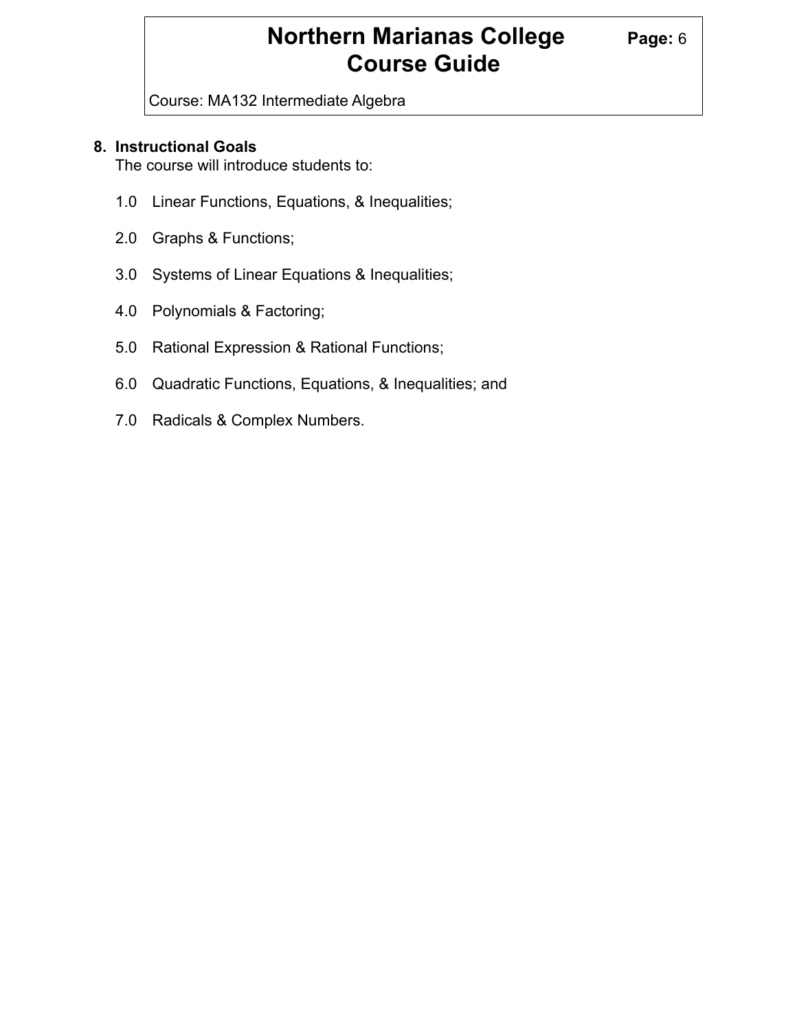## 8. Instructional Goals

The course will introduce students to:

1.0 Linear Functions, Equations, & Inequalities;

2.0 Graphs & Functions;

3.0 Systems of Linear Equations & Inequalities;

4.0 Polynomials & Factoring;

5.0 Rational Expression & Rational Functions;

6.0 Quadratic Functions, Equations, & Inequalities; and

7.0 Radicals & Complex Numbers.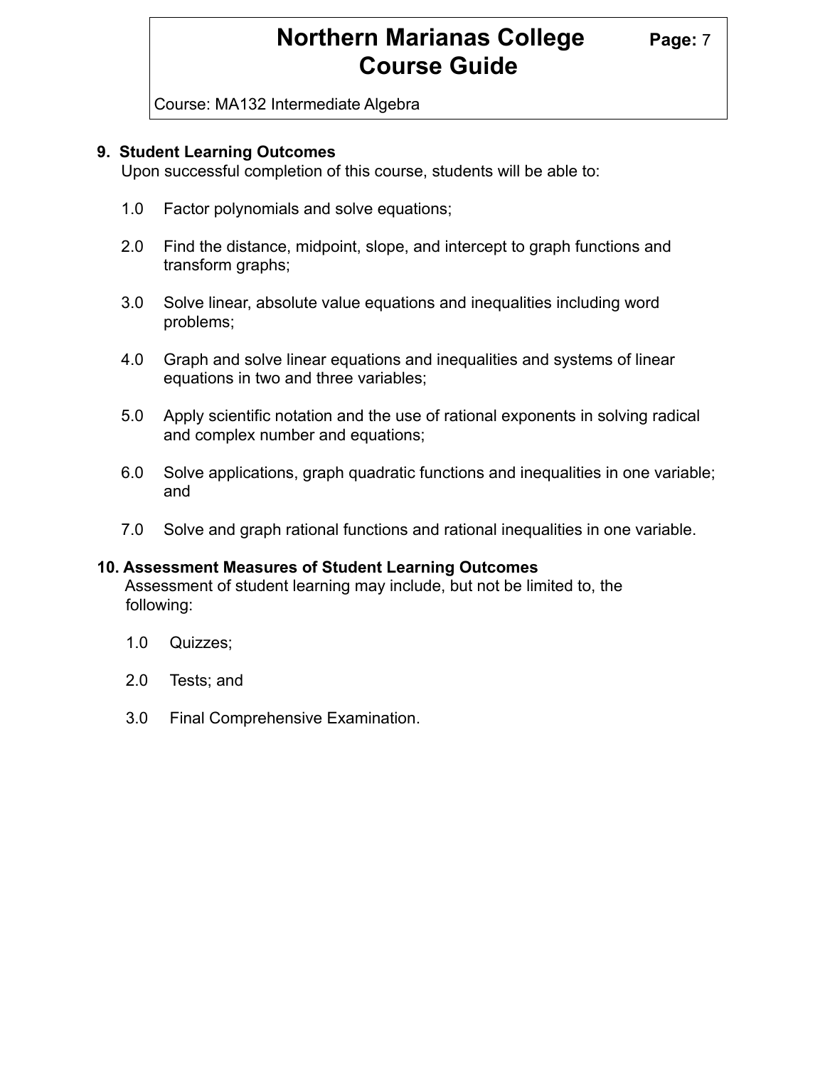## 9. Student Learning Outcomes

Upon successful completion of this course, students will be able to:

1.0 Factor polynomials and solve equations;

2.0 Find the distance, midpoint, slope, and intercept to graph functions and transform graphs;

3.0 Solve linear, absolute value equations and inequalities including word problems;

4.0 Graph and solve linear equations and inequalities and systems of linear equations in two and three variables;

5.0 Apply scientific notation and the use of rational exponents in solving radical and complex number and equations;

6.0 Solve applications, graph quadratic functions and inequalities in one variable; and

7.0 Solve and graph rational functions and rational inequalities in one variable.

## 10. Assessment Measures of Student Learning Outcomes

Assessment of student learning may include, but not be limited to, the following:

1.0 Quizzes;

2.0 Tests; and

3.0 Final Comprehensive Examination.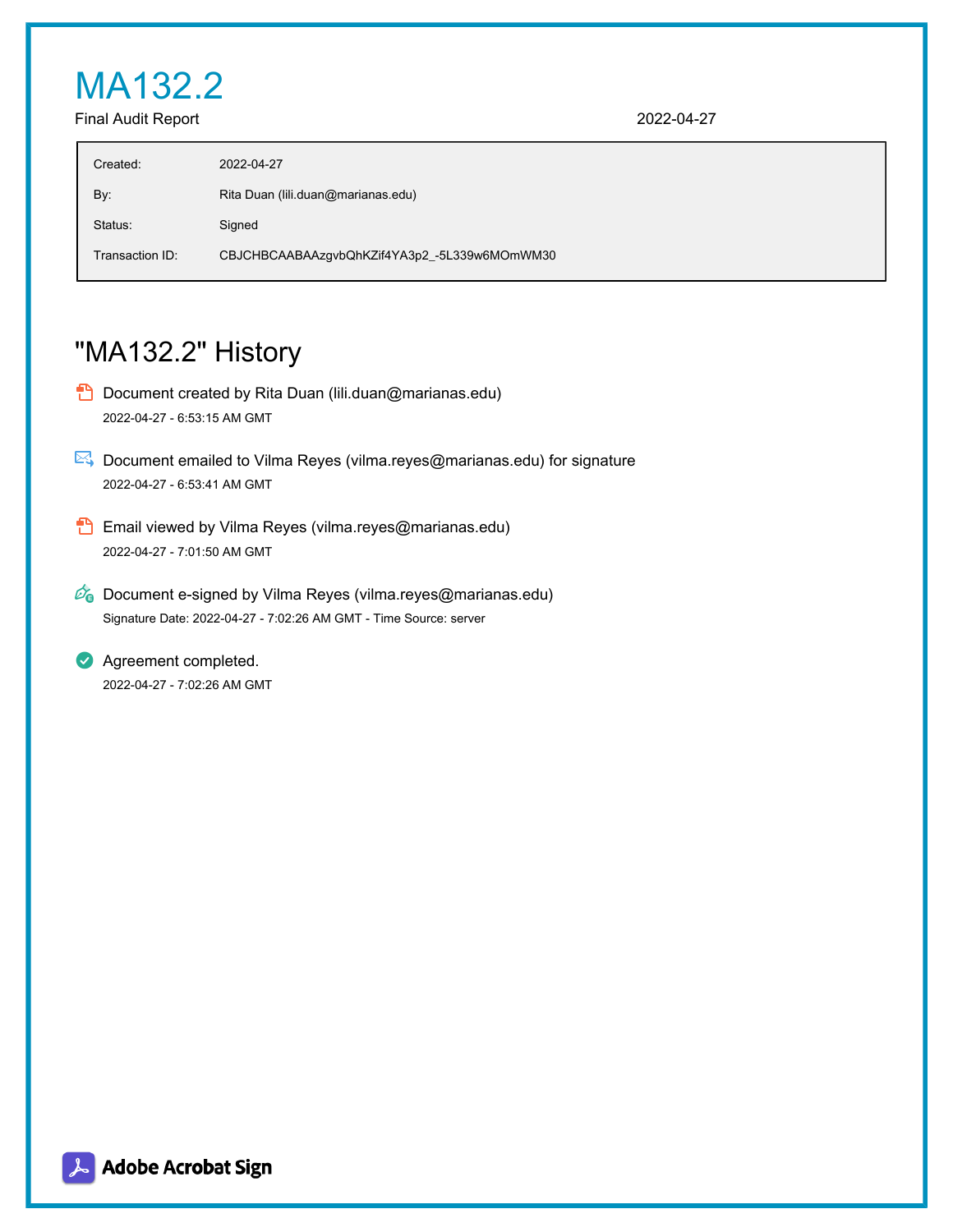# MA132.2

Final Audit Report 2022-04-27

| | |
|---|---|
| Created: | 2022-04-27 |
| By: | Rita Duan (lili.duan@marianas.edu) |
| Status: | Signed |
| Transaction ID: | CBJCHBCAABAAzgvbQhKZif4YA3p2_-5L339w6MOmWM30 |

## "MA132.2" History

- Document created by Rita Duan (lili.duan@marianas.edu)
  2022-04-27 - 6:53:15 AM GMT

- Document emailed to Vilma Reyes (vilma.reyes@marianas.edu) for signature
  2022-04-27 - 6:53:41 AM GMT

- Email viewed by Vilma Reyes (vilma.reyes@marianas.edu)
  2022-04-27 - 7:01:50 AM GMT

- Document e-signed by Vilma Reyes (vilma.reyes@marianas.edu)
  Signature Date: 2022-04-27 - 7:02:26 AM GMT - Time Source: server

- Agreement completed.
  2022-04-27 - 7:02:26 AM GMT

Adobe Acrobat Sign